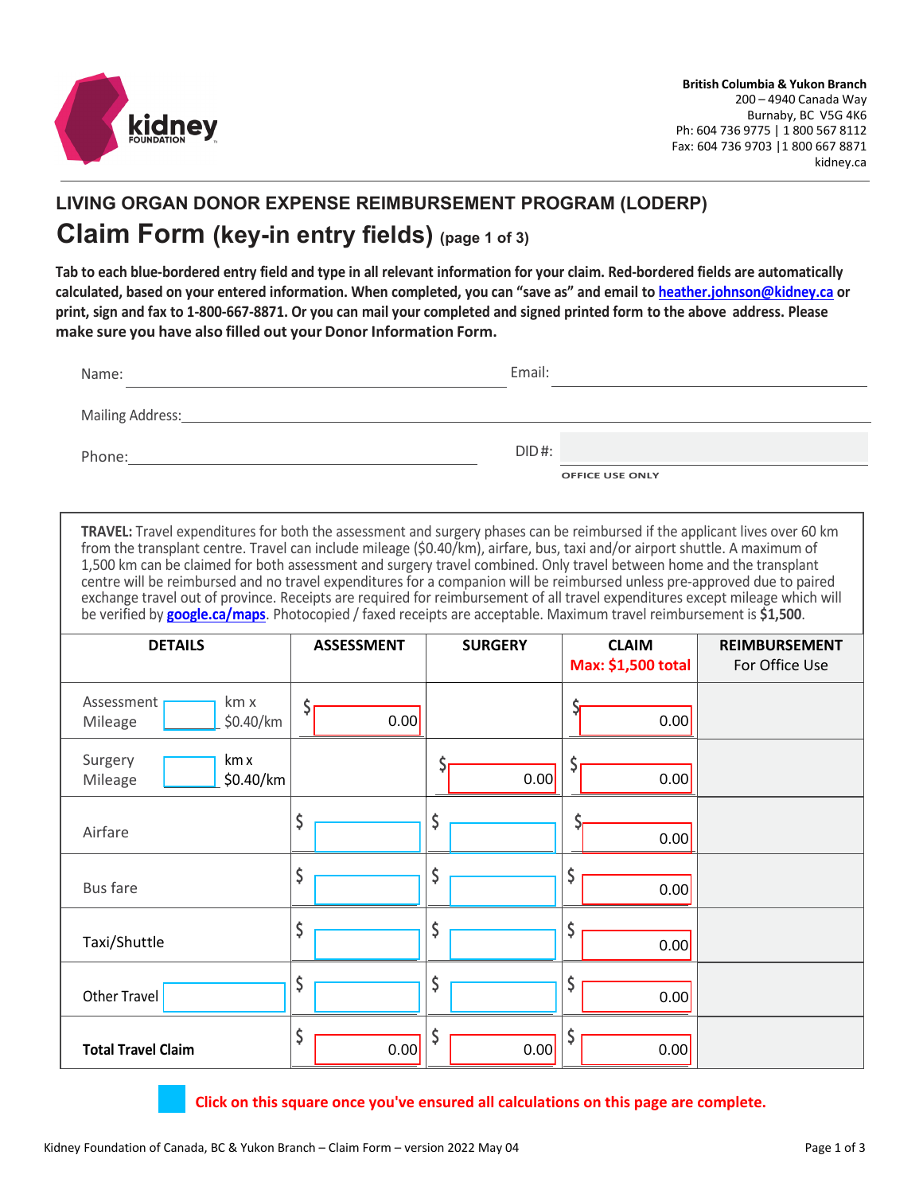British Columbia & Yukon Branch
200 – 4940 Canada Way
Burnaby, BC V5G 4K6
Ph: 604 736 9775 | 1 800 567 8112
Fax: 604 736 9703 | 1 800 667 8871
kidney.ca

## LIVING ORGAN DONOR EXPENSE REIMBURSEMENT PROGRAM (LODERP)

# Claim Form (key-in entry fields) (page 1 of 3)

**Tab to each blue-bordered entry field and type in all relevant information for your claim. Red-bordered fields are automatically calculated, based on your entered information. When completed, you can "save as" and email to heather.johnson@kidney.ca or print, sign and fax to 1-800-667-8871. Or you can mail your completed and signed printed form to the above address. Please make sure you have also filled out your Donor Information Form.**

Name: ____________________ Email: ____________________

Mailing Address: ____________________

Phone: ____________________ DID #: ____________________
OFFICE USE ONLY

**TRAVEL:** Travel expenditures for both the assessment and surgery phases can be reimbursed if the applicant lives over 60 km from the transplant centre. Travel can include mileage ($0.40/km), airfare, bus, taxi and/or airport shuttle. A maximum of 1,500 km can be claimed for both assessment and surgery travel combined. Only travel between home and the transplant centre will be reimbursed and no travel expenditures for a companion will be reimbursed unless pre-approved due to paired exchange travel out of province. Receipts are required for reimbursement of all travel expenditures except mileage which will be verified by google.ca/maps. Photocopied / faxed receipts are acceptable. Maximum travel reimbursement is **$1,500**.

| DETAILS | ASSESSMENT | SURGERY | CLAIM Max: $1,500 total | REIMBURSEMENT For Office Use |
|---|---|---|---|---|
| Assessment Mileage ____ km x $0.40/km | $ 0.00 | | $ 0.00 | |
| Surgery Mileage ____ km x $0.40/km | | $ 0.00 | $ 0.00 | |
| Airfare | $ | $ | $ 0.00 | |
| Bus fare | $ | $ | $ 0.00 | |
| Taxi/Shuttle | $ | $ | $ 0.00 | |
| Other Travel ____ | $ | $ | $ 0.00 | |
| **Total Travel Claim** | $ 0.00 | $ 0.00 | $ 0.00 | |

Click on this square once you've ensured all calculations on this page are complete.

Kidney Foundation of Canada, BC & Yukon Branch – Claim Form – version 2022 May 04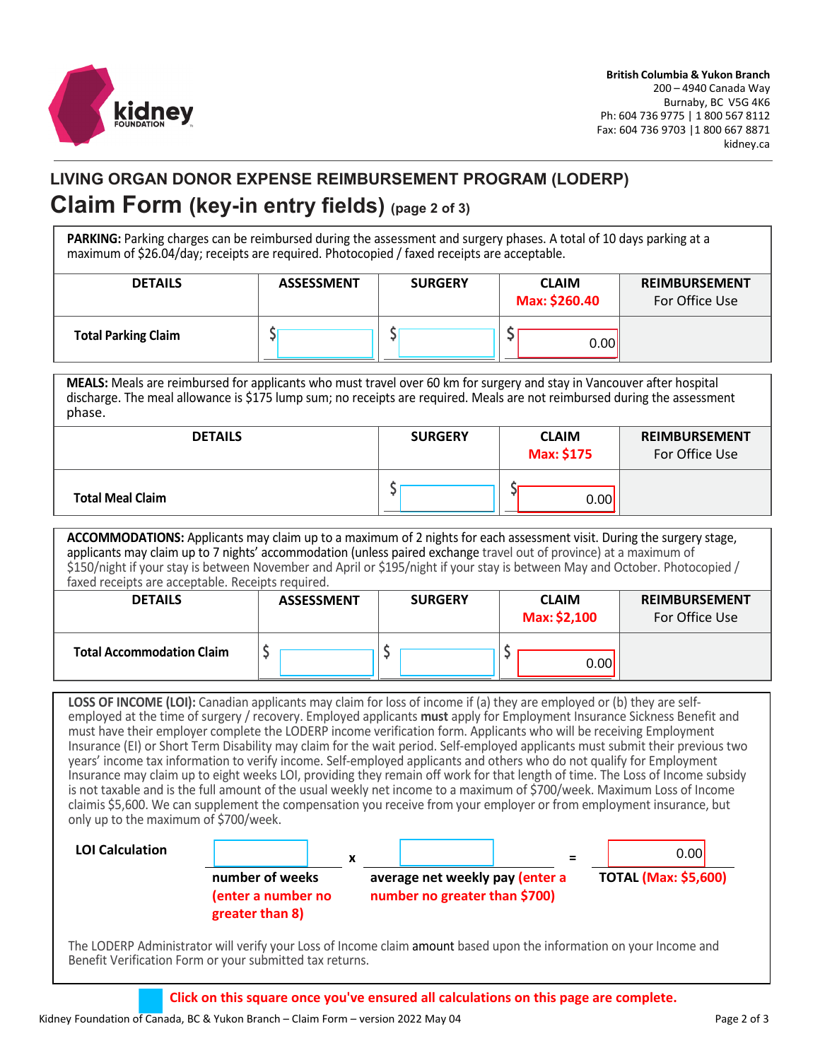British Columbia & Yukon Branch
200 – 4940 Canada Way
Burnaby, BC V5G 4K6
Ph: 604 736 9775 | 1 800 567 8112
Fax: 604 736 9703 | 1 800 667 8871
kidney.ca

## LIVING ORGAN DONOR EXPENSE REIMBURSEMENT PROGRAM (LODERP)

# Claim Form (key-in entry fields) (page 2 of 3)

**PARKING:** Parking charges can be reimbursed during the assessment and surgery phases. A total of 10 days parking at a maximum of $26.04/day; receipts are required. Photocopied / faxed receipts are acceptable.

| DETAILS | ASSESSMENT | SURGERY | CLAIM Max: $260.40 | REIMBURSEMENT For Office Use |
|---|---|---|---|---|
| **Total Parking Claim** | $ | $ | $ 0.00 | |

**MEALS:** Meals are reimbursed for applicants who must travel over 60 km for surgery and stay in Vancouver after hospital discharge. The meal allowance is $175 lump sum; no receipts are required. Meals are not reimbursed during the assessment phase.

| DETAILS | SURGERY | CLAIM Max: $175 | REIMBURSEMENT For Office Use |
|---|---|---|---|
| **Total Meal Claim** | $ | $ 0.00 | |

**ACCOMMODATIONS:** Applicants may claim up to a maximum of 2 nights for each assessment visit. During the surgery stage, applicants may claim up to 7 nights' accommodation (unless paired exchange travel out of province) at a maximum of $150/night if your stay is between November and April or $195/night if your stay is between May and October. Photocopied / faxed receipts are acceptable. Receipts required.

| DETAILS | ASSESSMENT | SURGERY | CLAIM Max: $2,100 | REIMBURSEMENT For Office Use |
|---|---|---|---|---|
| **Total Accommodation Claim** | $ | $ | $ 0.00 | |

**LOSS OF INCOME (LOI):** Canadian applicants may claim for loss of income if (a) they are employed or (b) they are self-employed at the time of surgery / recovery. Employed applicants **must** apply for Employment Insurance Sickness Benefit and must have their employer complete the LODERP income verification form. Applicants who will be receiving Employment Insurance (EI) or Short Term Disability may claim for the wait period. Self-employed applicants must submit their previous two years' income tax information to verify income. Self-employed applicants and others who do not qualify for Employment Insurance may claim up to eight weeks LOI, providing they remain off work for that length of time. The Loss of Income subsidy is not taxable and is the full amount of the usual weekly net income to a maximum of $700/week. Maximum Loss of Income claimis $5,600. We can supplement the compensation you receive from your employer or from employment insurance, but only up to the maximum of $700/week.

**LOI Calculation**

| | | | | |
|---|---|---|---|---|
| ______ | x | ______ | = | 0.00 |
| number of weeks (enter a number no greater than 8) | | average net weekly pay (enter a number no greater than $700) | | **TOTAL (Max: $5,600)** |

The LODERP Administrator will verify your Loss of Income claim amount based upon the information on your Income and Benefit Verification Form or your submitted tax returns.

☐ **Click on this square once you've ensured all calculations on this page are complete.**

Kidney Foundation of Canada, BC & Yukon Branch – Claim Form – version 2022 May 04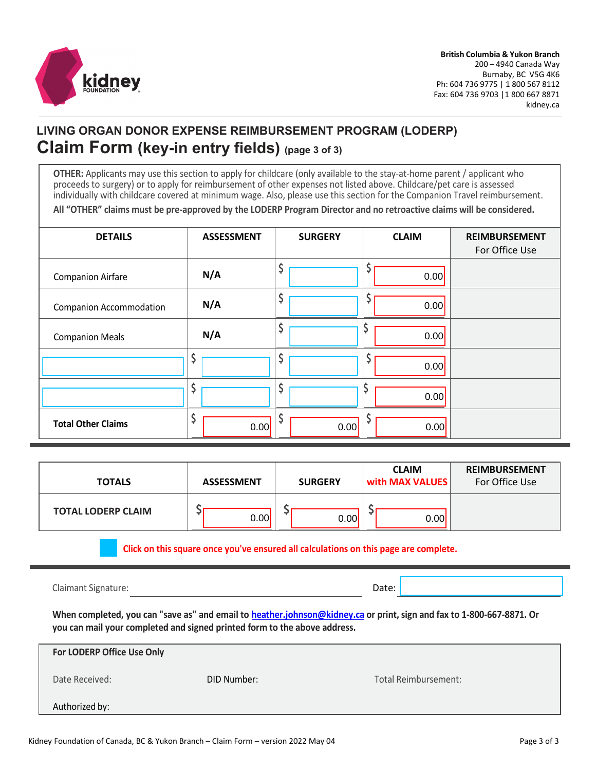**British Columbia & Yukon Branch**
200 – 4940 Canada Way
Burnaby, BC V5G 4K6
Ph: 604 736 9775 | 1 800 567 8112
Fax: 604 736 9703 |1 800 667 8871
kidney.ca

## LIVING ORGAN DONOR EXPENSE REIMBURSEMENT PROGRAM (LODERP)

# Claim Form (key-in entry fields) (page 3 of 3)

**OTHER:** Applicants may use this section to apply for childcare (only available to the stay-at-home parent / applicant who proceeds to surgery) or to apply for reimbursement of other expenses not listed above. Childcare/pet care is assessed individually with childcare covered at minimum wage. Also, please use this section for the Companion Travel reimbursement.

**All "OTHER" claims must be pre-approved by the LODERP Program Director and no retroactive claims will be considered.**

| DETAILS | ASSESSMENT | SURGERY | CLAIM | REIMBURSEMENT For Office Use |
|---|---|---|---|---|
| Companion Airfare | N/A | $ | $ 0.00 | |
| Companion Accommodation | N/A | $ | $ 0.00 | |
| Companion Meals | N/A | $ | $ 0.00 | |
| | $ | $ | $ 0.00 | |
| | $ | $ | $ 0.00 | |
| **Total Other Claims** | $ 0.00 | $ 0.00 | $ 0.00 | |

| TOTALS | ASSESSMENT | SURGERY | CLAIM with MAX VALUES | REIMBURSEMENT For Office Use |
|---|---|---|---|---|
| **TOTAL LODERP CLAIM** | $ 0.00 | $ 0.00 | $ 0.00 | |

**Click on this square once you've ensured all calculations on this page are complete.**

Claimant Signature: ______________________ Date: ____________

**When completed, you can "save as" and email to heather.johnson@kidney.ca or print, sign and fax to 1-800-667-8871. Or you can mail your completed and signed printed form to the above address.**

**For LODERP Office Use Only**

Date Received: DID Number: Total Reimbursement:

Authorized by:

Kidney Foundation of Canada, BC & Yukon Branch – Claim Form – version 2022 May 04